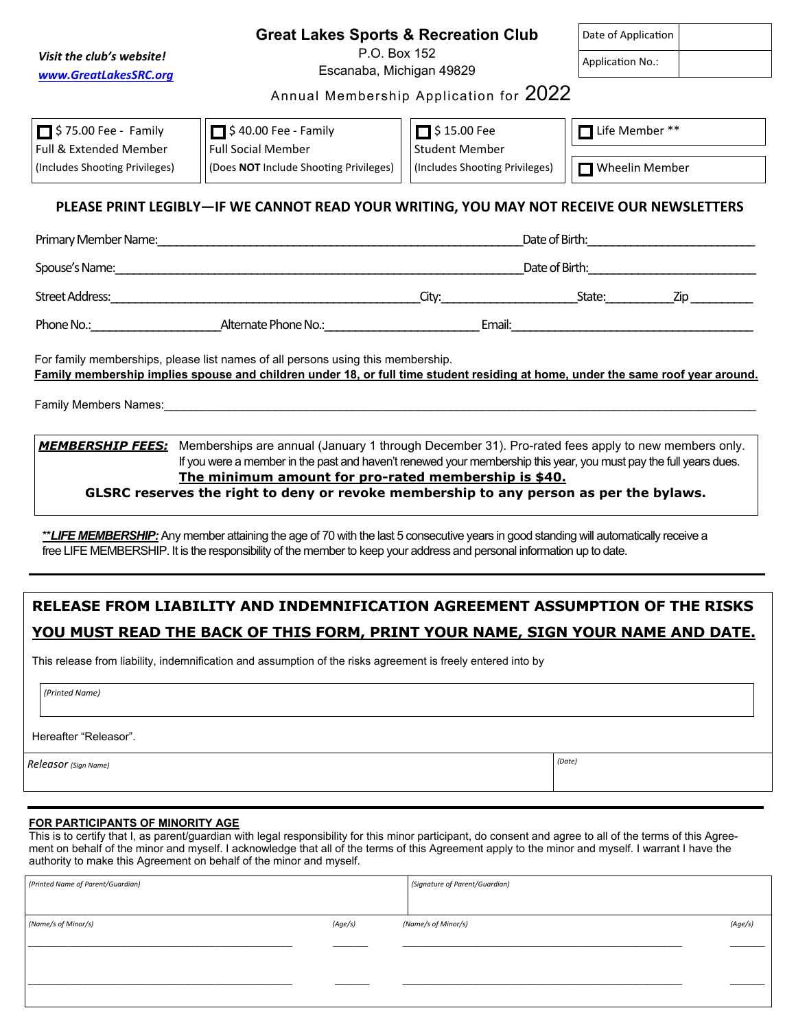*Visit the club's website!*
*www.GreatLakesSRC.org*

# Great Lakes Sports & Recreation Club

P.O. Box 152
Escanaba, Michigan 49829

| Date of Application | |
|---|---|
| Application No.: | |

Annual Membership Application for 2022

| ☐ $ 75.00 Fee - Family Full & Extended Member (Includes Shooting Privileges) | ☐ $ 40.00 Fee - Family Full Social Member (Does **NOT** Include Shooting Privileges) | ☐ $ 15.00 Fee Student Member (Includes Shooting Privileges) | ☐ Life Member ** ☐ Wheelin Member |
|---|---|---|---|

**PLEASE PRINT LEGIBLY—IF WE CANNOT READ YOUR WRITING, YOU MAY NOT RECEIVE OUR NEWSLETTERS**

Primary Member Name:\_\_\_\_\_\_\_\_\_\_\_\_\_\_\_\_\_\_\_\_\_\_\_\_\_\_\_\_\_\_\_\_\_\_\_\_\_\_\_\_ Date of Birth:\_\_\_\_\_\_\_\_\_\_\_\_\_\_\_\_\_\_\_\_

Spouse's Name:\_\_\_\_\_\_\_\_\_\_\_\_\_\_\_\_\_\_\_\_\_\_\_\_\_\_\_\_\_\_\_\_\_\_\_\_\_\_\_\_\_\_\_\_ Date of Birth:\_\_\_\_\_\_\_\_\_\_\_\_\_\_\_\_\_\_\_\_

Street Address:\_\_\_\_\_\_\_\_\_\_\_\_\_\_\_\_\_\_\_\_\_\_\_\_\_\_\_\_\_\_\_\_\_\_\_\_ City:\_\_\_\_\_\_\_\_\_\_\_\_\_\_\_\_ State:\_\_\_\_\_\_\_\_ Zip \_\_\_\_\_\_\_\_

Phone No.:\_\_\_\_\_\_\_\_\_\_\_\_\_\_\_\_ Alternate Phone No.:\_\_\_\_\_\_\_\_\_\_\_\_\_\_\_\_\_\_\_ Email:\_\_\_\_\_\_\_\_\_\_\_\_\_\_\_\_\_\_\_\_\_\_\_\_\_\_\_\_\_\_

For family memberships, please list names of all persons using this membership.
**Family membership implies spouse and children under 18, or full time student residing at home, under the same roof year around.**

Family Members Names:\_\_\_\_\_\_\_\_\_\_\_\_\_\_\_\_\_\_\_\_\_\_\_\_\_\_\_\_\_\_\_\_\_\_\_\_\_\_\_\_\_\_\_\_\_\_\_\_\_\_\_\_\_\_\_\_\_\_\_\_\_\_\_\_\_\_\_\_\_\_

***MEMBERSHIP FEES:*** Memberships are annual (January 1 through December 31). Pro-rated fees apply to new members only. If you were a member in the past and haven't renewed your membership this year, you must pay the full years dues. **The minimum amount for pro-rated membership is $40.**

**GLSRC reserves the right to deny or revoke membership to any person as per the bylaws.**

****LIFE MEMBERSHIP:*** Any member attaining the age of 70 with the last 5 consecutive years in good standing will automatically receive a free LIFE MEMBERSHIP. It is the responsibility of the member to keep your address and personal information up to date.

---

## RELEASE FROM LIABILITY AND INDEMNIFICATION AGREEMENT ASSUMPTION OF THE RISKS

**YOU MUST READ THE BACK OF THIS FORM, PRINT YOUR NAME, SIGN YOUR NAME AND DATE.**

This release from liability, indemnification and assumption of the risks agreement is freely entered into by

*(Printed Name)*

Hereafter "Releasor".

| *Releasor (Sign Name)* | *(Date)* |
|---|---|
| | |

---

**FOR PARTICIPANTS OF MINORITY AGE**

This is to certify that I, as parent/guardian with legal responsibility for this minor participant, do consent and agree to all of the terms of this Agreement on behalf of the minor and myself. I acknowledge that all of the terms of this Agreement apply to the minor and myself. I warrant I have the authority to make this Agreement on behalf of the minor and myself.

| *(Printed Name of Parent/Guardian)* | | *(Signature of Parent/Guardian)* | |
|---|---|---|---|
| *(Name/s of Minor/s)* | *(Age/s)* | *(Name/s of Minor/s)* | *(Age/s)* |
| | | | |
| | | | |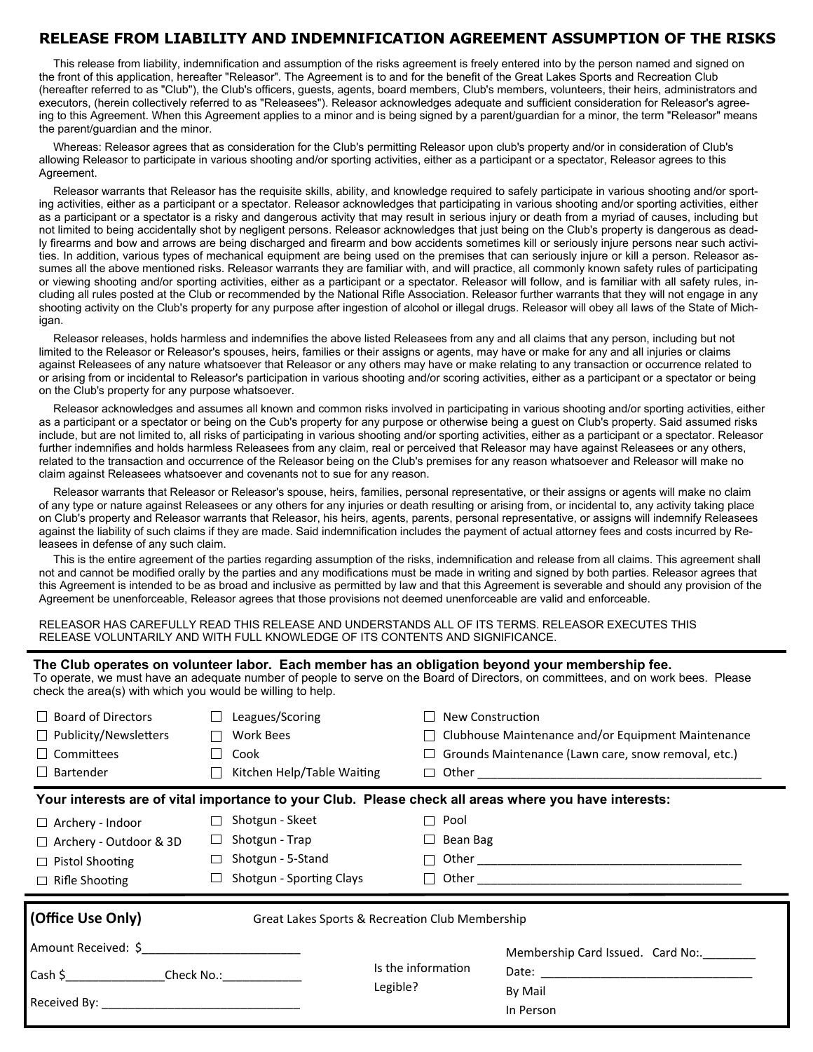# RELEASE FROM LIABILITY AND INDEMNIFICATION AGREEMENT ASSUMPTION OF THE RISKS

This release from liability, indemnification and assumption of the risks agreement is freely entered into by the person named and signed on the front of this application, hereafter "Releasor". The Agreement is to and for the benefit of the Great Lakes Sports and Recreation Club (hereafter referred to as "Club"), the Club's officers, guests, agents, board members, Club's members, volunteers, their heirs, administrators and executors, (herein collectively referred to as "Releasees"). Releasor acknowledges adequate and sufficient consideration for Releasor's agreeing to this Agreement. When this Agreement applies to a minor and is being signed by a parent/guardian for a minor, the term "Releasor" means the parent/guardian and the minor.

Whereas: Releasor agrees that as consideration for the Club's permitting Releasor upon club's property and/or in consideration of Club's allowing Releasor to participate in various shooting and/or sporting activities, either as a participant or a spectator, Releasor agrees to this Agreement.

Releasor warrants that Releasor has the requisite skills, ability, and knowledge required to safely participate in various shooting and/or sporting activities, either as a participant or a spectator. Releasor acknowledges that participating in various shooting and/or sporting activities, either as a participant or a spectator is a risky and dangerous activity that may result in serious injury or death from a myriad of causes, including but not limited to being accidentally shot by negligent persons. Releasor acknowledges that just being on the Club's property is dangerous as deadly firearms and bow and arrows are being discharged and firearm and bow accidents sometimes kill or seriously injure persons near such activities. In addition, various types of mechanical equipment are being used on the premises that can seriously injure or kill a person. Releasor assumes all the above mentioned risks. Releasor warrants they are familiar with, and will practice, all commonly known safety rules of participating or viewing shooting and/or sporting activities, either as a participant or a spectator. Releasor will follow, and is familiar with all safety rules, including all rules posted at the Club or recommended by the National Rifle Association. Releasor further warrants that they will not engage in any shooting activity on the Club's property for any purpose after ingestion of alcohol or illegal drugs. Releasor will obey all laws of the State of Michigan.

Releasor releases, holds harmless and indemnifies the above listed Releasees from any and all claims that any person, including but not limited to the Releasor or Releasor's spouses, heirs, families or their assigns or agents, may have or make for any and all injuries or claims against Releasees of any nature whatsoever that Releasor or any others may have or make relating to any transaction or occurrence related to or arising from or incidental to Releasor's participation in various shooting and/or scoring activities, either as a participant or a spectator or being on the Club's property for any purpose whatsoever.

Releasor acknowledges and assumes all known and common risks involved in participating in various shooting and/or sporting activities, either as a participant or a spectator or being on the Cub's property for any purpose or otherwise being a guest on Club's property. Said assumed risks include, but are not limited to, all risks of participating in various shooting and/or sporting activities, either as a participant or a spectator. Releasor further indemnifies and holds harmless Releasees from any claim, real or perceived that Releasor may have against Releasees or any others, related to the transaction and occurrence of the Releasor being on the Club's premises for any reason whatsoever and Releasor will make no claim against Releasees whatsoever and covenants not to sue for any reason.

Releasor warrants that Releasor or Releasor's spouse, heirs, families, personal representative, or their assigns or agents will make no claim of any type or nature against Releasees or any others for any injuries or death resulting or arising from, or incidental to, any activity taking place on Club's property and Releasor warrants that Releasor, his heirs, agents, parents, personal representative, or assigns will indemnify Releasees against the liability of such claims if they are made. Said indemnification includes the payment of actual attorney fees and costs incurred by Releasees in defense of any such claim.

This is the entire agreement of the parties regarding assumption of the risks, indemnification and release from all claims. This agreement shall not and cannot be modified orally by the parties and any modifications must be made in writing and signed by both parties. Releasor agrees that this Agreement is intended to be as broad and inclusive as permitted by law and that this Agreement is severable and should any provision of the Agreement be unenforceable, Releasor agrees that those provisions not deemed unenforceable are valid and enforceable.

RELEASOR HAS CAREFULLY READ THIS RELEASE AND UNDERSTANDS ALL OF ITS TERMS. RELEASOR EXECUTES THIS RELEASE VOLUNTARILY AND WITH FULL KNOWLEDGE OF ITS CONTENTS AND SIGNIFICANCE.

---

**The Club operates on volunteer labor. Each member has an obligation beyond your membership fee.**
To operate, we must have an adequate number of people to serve on the Board of Directors, on committees, and on work bees. Please check the area(s) with which you would be willing to help.

- ☐ Board of Directors
- ☐ Publicity/Newsletters
- ☐ Committees
- ☐ Bartender
- ☐ Leagues/Scoring
- ☐ Work Bees
- ☐ Cook
- ☐ Kitchen Help/Table Waiting
- ☐ New Construction
- ☐ Clubhouse Maintenance and/or Equipment Maintenance
- ☐ Grounds Maintenance (Lawn care, snow removal, etc.)
- ☐ Other ______________________

**Your interests are of vital importance to your Club. Please check all areas where you have interests:**

- ☐ Archery - Indoor
- ☐ Archery - Outdoor & 3D
- ☐ Pistol Shooting
- ☐ Rifle Shooting
- ☐ Shotgun - Skeet
- ☐ Shotgun - Trap
- ☐ Shotgun - 5-Stand
- ☐ Shotgun - Sporting Clays
- ☐ Pool
- ☐ Bean Bag
- ☐ Other ______________________
- ☐ Other ______________________

---

**(Office Use Only)** Great Lakes Sports & Recreation Club Membership

Amount Received: $____________________

Cash $____________ Check No.:__________

Received By: ________________________

Is the information Legible?

Membership Card Issued. Card No:.________

Date: ________________________

By Mail

In Person